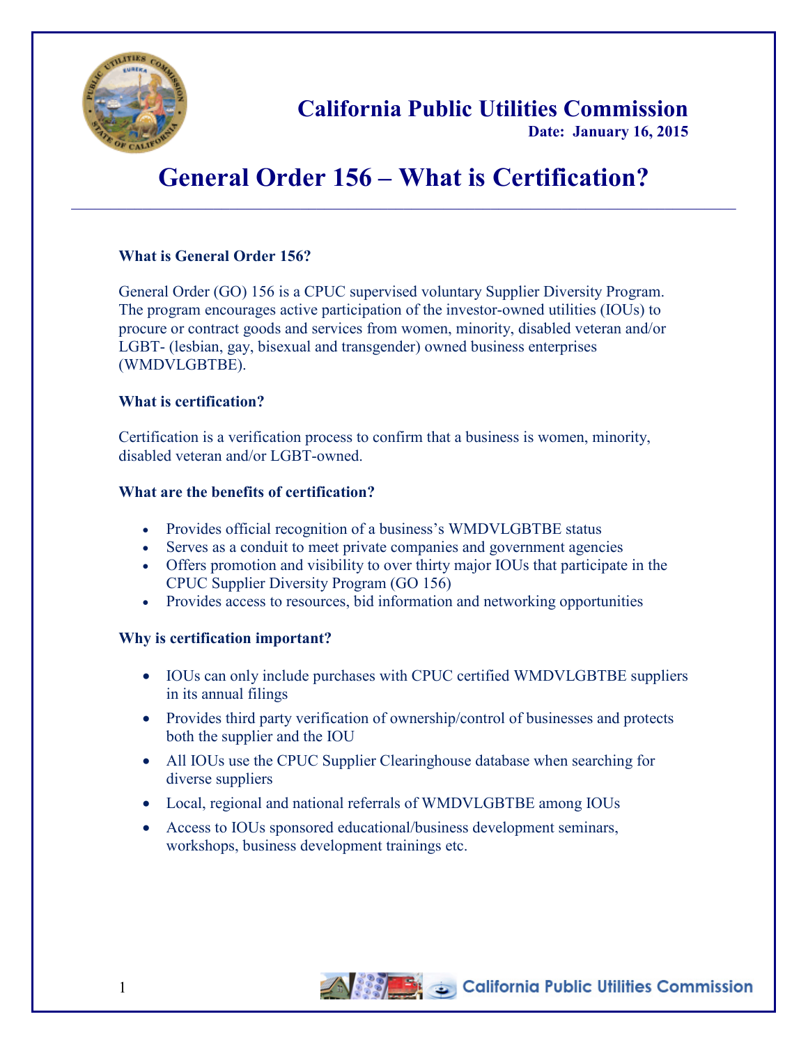California Public Utilities Commission

**Date: January 16, 2015**

# General Order 156 – What is Certification?

### What is General Order 156?

General Order (GO) 156 is a CPUC supervised voluntary Supplier Diversity Program. The program encourages active participation of the investor-owned utilities (IOUs) to procure or contract goods and services from women, minority, disabled veteran and/or LGBT- (lesbian, gay, bisexual and transgender) owned business enterprises (WMDVLGBTBE).

### What is certification?

Certification is a verification process to confirm that a business is women, minority, disabled veteran and/or LGBT-owned.

### What are the benefits of certification?

- Provides official recognition of a business's WMDVLGBTBE status
- Serves as a conduit to meet private companies and government agencies
- Offers promotion and visibility to over thirty major IOUs that participate in the CPUC Supplier Diversity Program (GO 156)
- Provides access to resources, bid information and networking opportunities

### Why is certification important?

- IOUs can only include purchases with CPUC certified WMDVLGBTBE suppliers in its annual filings
- Provides third party verification of ownership/control of businesses and protects both the supplier and the IOU
- All IOUs use the CPUC Supplier Clearinghouse database when searching for diverse suppliers
- Local, regional and national referrals of WMDVLGBTBE among IOUs
- Access to IOUs sponsored educational/business development seminars, workshops, business development trainings etc.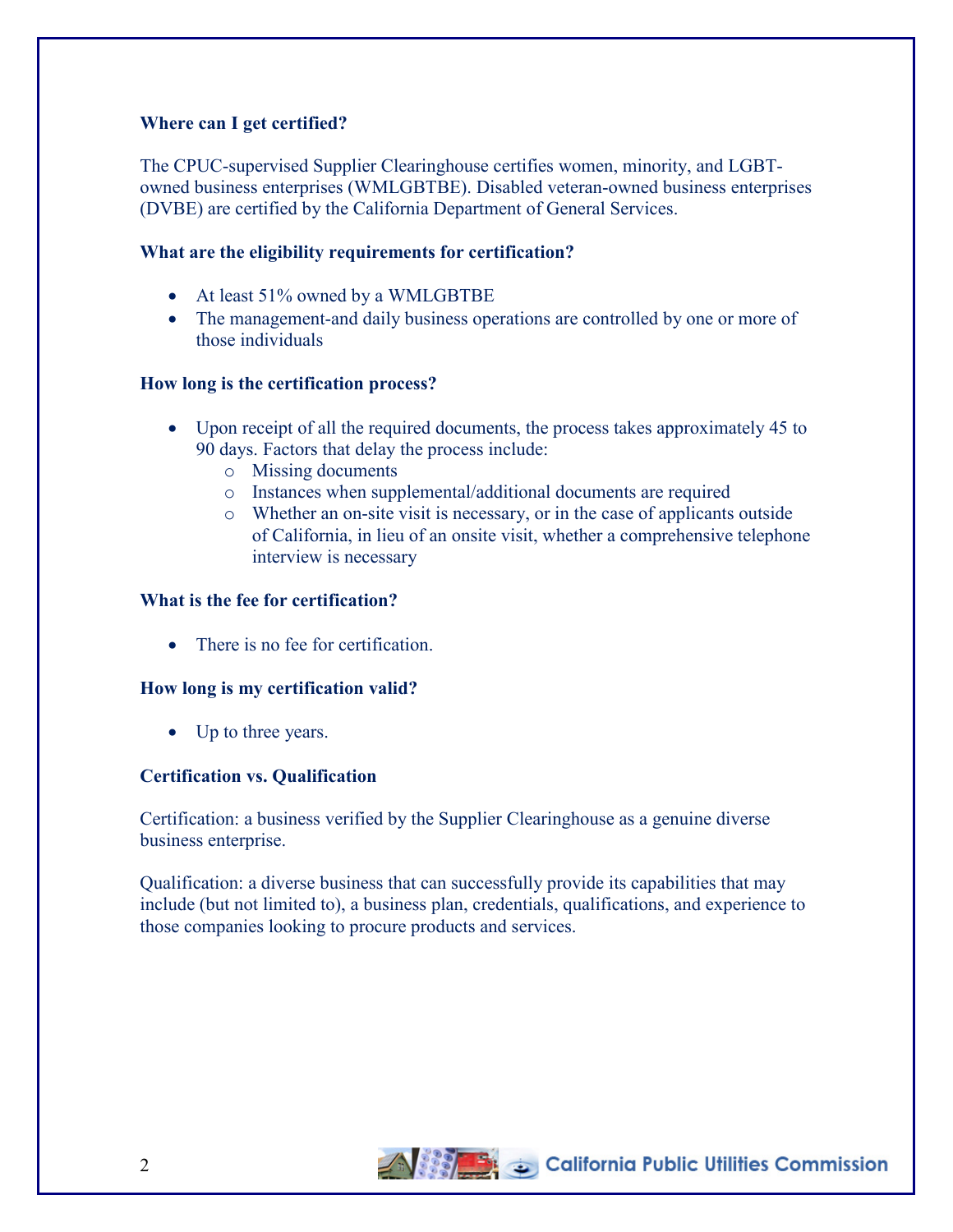**Where can I get certified?**

The CPUC-supervised Supplier Clearinghouse certifies women, minority, and LGBT-owned business enterprises (WMLGBTBE). Disabled veteran-owned business enterprises (DVBE) are certified by the California Department of General Services.

**What are the eligibility requirements for certification?**

- At least 51% owned by a WMLGBTBE
- The management-and daily business operations are controlled by one or more of those individuals

**How long is the certification process?**

- Upon receipt of all the required documents, the process takes approximately 45 to 90 days. Factors that delay the process include:
  - Missing documents
  - Instances when supplemental/additional documents are required
  - Whether an on-site visit is necessary, or in the case of applicants outside of California, in lieu of an onsite visit, whether a comprehensive telephone interview is necessary

**What is the fee for certification?**

- There is no fee for certification.

**How long is my certification valid?**

- Up to three years.

**Certification vs. Qualification**

Certification: a business verified by the Supplier Clearinghouse as a genuine diverse business enterprise.

Qualification: a diverse business that can successfully provide its capabilities that may include (but not limited to), a business plan, credentials, qualifications, and experience to those companies looking to procure products and services.